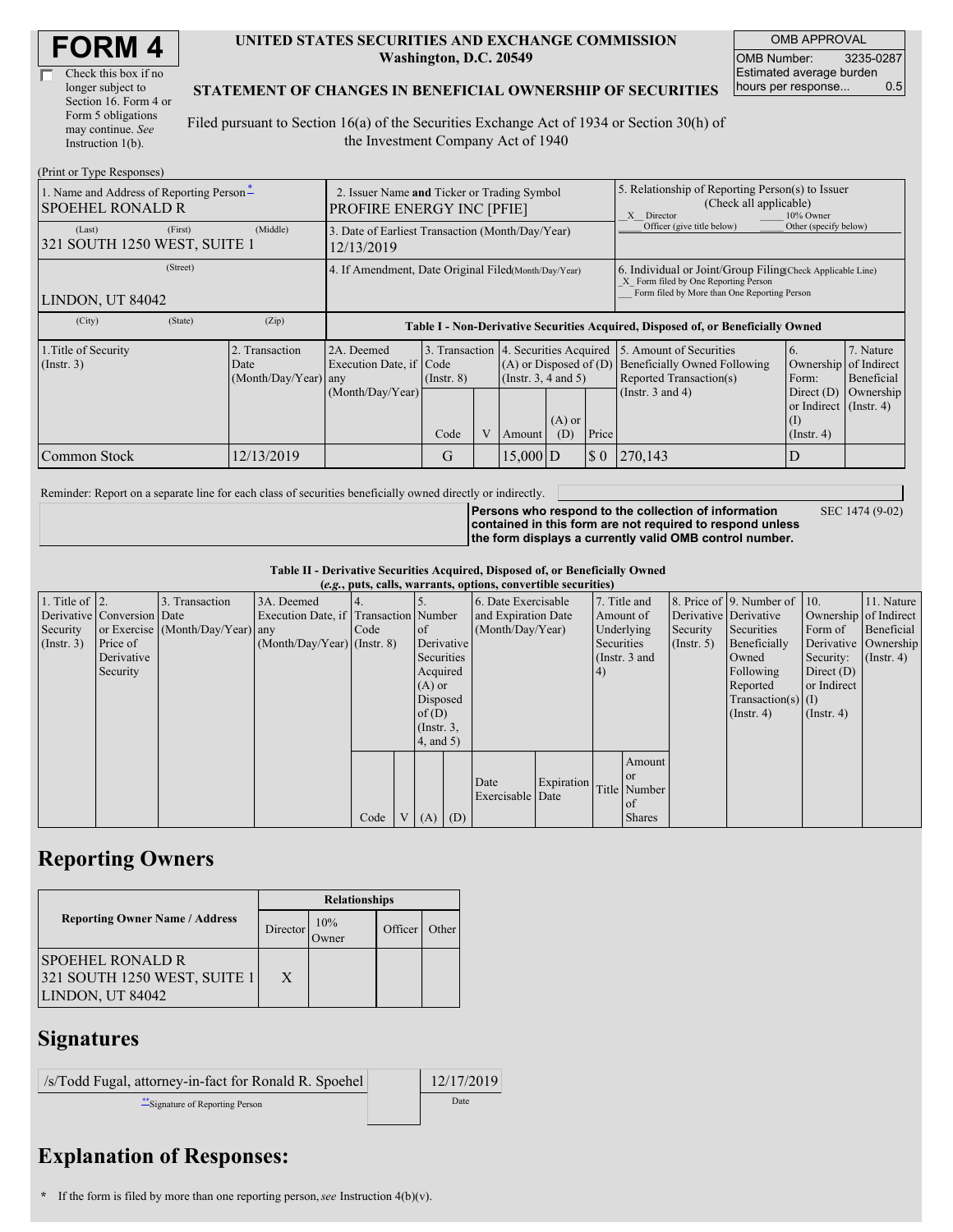# FORM 4

☐ Check this box if no longer subject to Section 16. Form 4 or Form 5 obligations may continue. *See* Instruction 1(b).

**UNITED STATES SECURITIES AND EXCHANGE COMMISSION**
**Washington, D.C. 20549**

**STATEMENT OF CHANGES IN BENEFICIAL OWNERSHIP OF SECURITIES**

Filed pursuant to Section 16(a) of the Securities Exchange Act of 1934 or Section 30(h) of the Investment Company Act of 1940

| OMB APPROVAL | |
|---|---|
| OMB Number: | 3235-0287 |
| Estimated average burden hours per response... | 0.5 |

(Print or Type Responses)

| 1. Name and Address of Reporting Person* | 2. Issuer Name and Ticker or Trading Symbol | 5. Relationship of Reporting Person(s) to Issuer (Check all applicable) |
|---|---|---|
| SPOEHEL RONALD R | PROFIRE ENERGY INC [PFIE] | _X_ Director ___ 10% Owner ___ Officer (give title below) ___ Other (specify below) |
| (Last) (First) (Middle) 321 SOUTH 1250 WEST, SUITE 1 | 3. Date of Earliest Transaction (Month/Day/Year) 12/13/2019 | |
| (Street) LINDON, UT 84042 | 4. If Amendment, Date Original Filed (Month/Day/Year) | 6. Individual or Joint/Group Filing (Check Applicable Line) _X_ Form filed by One Reporting Person ___ Form filed by More than One Reporting Person |
| (City) (State) (Zip) | | |

**Table I - Non-Derivative Securities Acquired, Disposed of, or Beneficially Owned**

| 1.Title of Security (Instr. 3) | 2. Transaction Date (Month/Day/Year) | 2A. Deemed Execution Date, if any (Month/Day/Year) | 3. Transaction Code (Instr. 8) | | 4. Securities Acquired (A) or Disposed of (D) (Instr. 3, 4 and 5) | | | 5. Amount of Securities Beneficially Owned Following Reported Transaction(s) (Instr. 3 and 4) | 6. Ownership Form: Direct (D) or Indirect (I) (Instr. 4) | 7. Nature of Indirect Beneficial Ownership (Instr. 4) |
|---|---|---|---|---|---|---|---|---|---|---|
| | | | Code | V | Amount | (A) or (D) | Price | | | |
| Common Stock | 12/13/2019 | | G | | 15,000 | D | $ 0 | 270,143 | D | |

Reminder: Report on a separate line for each class of securities beneficially owned directly or indirectly.

**Persons who respond to the collection of information contained in this form are not required to respond unless the form displays a currently valid OMB control number.** SEC 1474 (9-02)

**Table II - Derivative Securities Acquired, Disposed of, or Beneficially Owned**
***(e.g., puts, calls, warrants, options, convertible securities)***

| 1. Title of Derivative Security (Instr. 3) | 2. Conversion or Exercise Price of Derivative Security | 3. Transaction Date (Month/Day/Year) | 3A. Deemed Execution Date, if any (Month/Day/Year) | 4. Transaction Code (Instr. 8) | | 5. Number of Derivative Securities Acquired (A) or Disposed of (D) (Instr. 3, 4, and 5) | | 6. Date Exercisable and Expiration Date (Month/Day/Year) | | 7. Title and Amount of Underlying Securities (Instr. 3 and 4) | | 8. Price of Derivative Security (Instr. 5) | 9. Number of Derivative Securities Beneficially Owned Following Reported Transaction(s) (Instr. 4) | 10. Ownership Form of Derivative Security: Direct (D) or Indirect (I) (Instr. 4) | 11. Nature of Indirect Beneficial Ownership (Instr. 4) |
|---|---|---|---|---|---|---|---|---|---|---|---|---|---|---|---|
| | | | | Code | V | (A) | (D) | Date Exercisable | Expiration Date | Title | Amount or Number of Shares | | | | |

## Reporting Owners

| Reporting Owner Name / Address | Relationships | | | |
|---|---|---|---|---|
| | Director | 10% Owner | Officer | Other |
| SPOEHEL RONALD R 321 SOUTH 1250 WEST, SUITE 1 LINDON, UT 84042 | X | | | |

## Signatures

| /s/Todd Fugal, attorney-in-fact for Ronald R. Spoehel | 12/17/2019 |
|---|---|
| **Signature of Reporting Person | Date |

## Explanation of Responses:

\* If the form is filed by more than one reporting person, *see* Instruction 4(b)(v).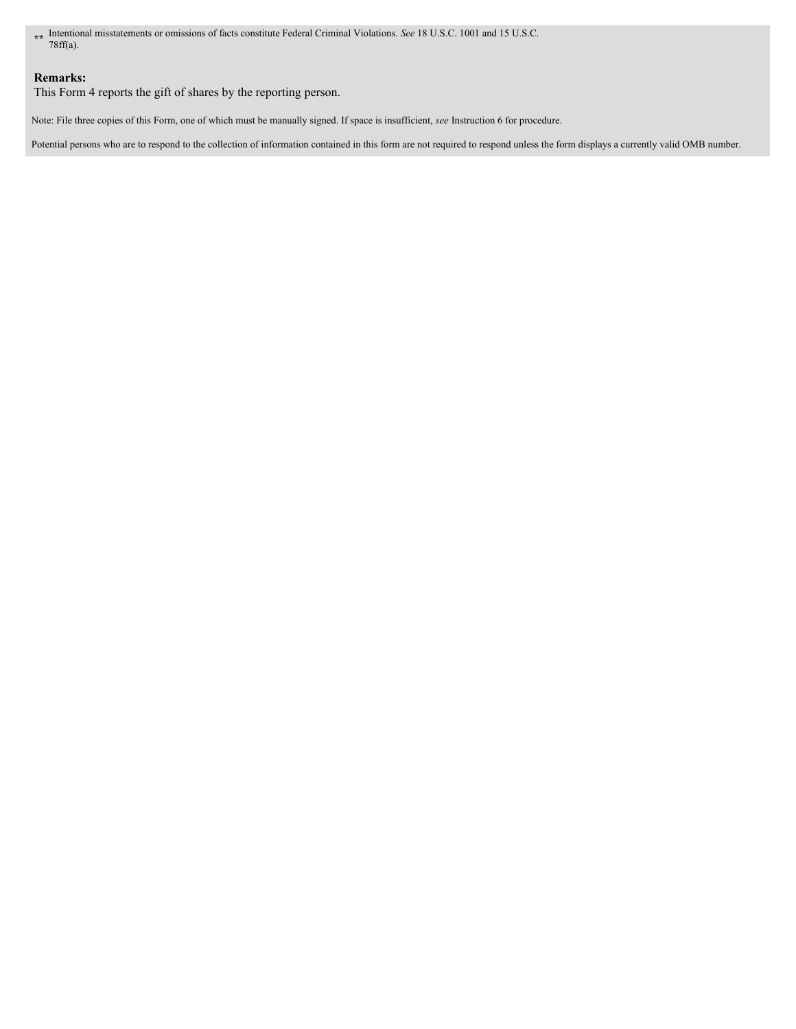** Intentional misstatements or omissions of facts constitute Federal Criminal Violations. *See* 18 U.S.C. 1001 and 15 U.S.C. 78ff(a).

**Remarks:**

This Form 4 reports the gift of shares by the reporting person.

Note: File three copies of this Form, one of which must be manually signed. If space is insufficient, *see* Instruction 6 for procedure.

Potential persons who are to respond to the collection of information contained in this form are not required to respond unless the form displays a currently valid OMB number.